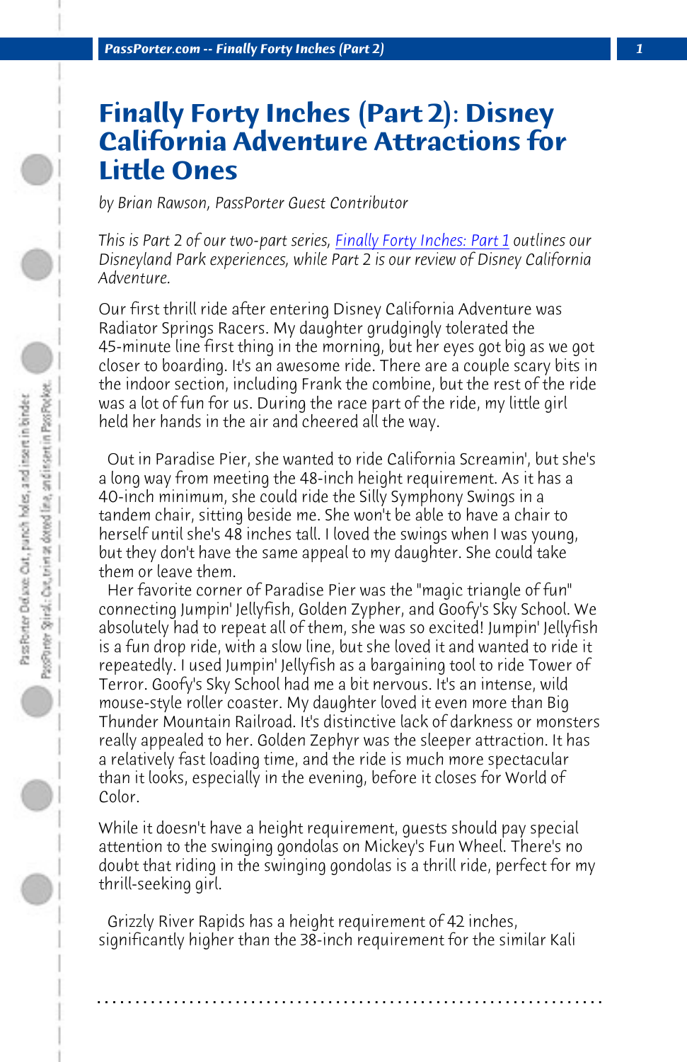# Finally Forty Inches (Part 2): Disney California Adventure Attractions for Little Ones

*by Brian Rawson, PassPorter Guest Contributor*

*This is Part 2 of our two-part series, Finally Forty Inches: Part 1 outlines our Disneyland Park experiences, while Part 2 is our review of Disney California Adventure.*

Our first thrill ride after entering Disney California Adventure was Radiator Springs Racers. My daughter grudgingly tolerated the 45-minute line first thing in the morning, but her eyes got big as we got closer to boarding. It's an awesome ride. There are a couple scary bits in the indoor section, including Frank the combine, but the rest of the ride was a lot of fun for us. During the race part of the ride, my little girl held her hands in the air and cheered all the way.

Out in Paradise Pier, she wanted to ride California Screamin', but she's a long way from meeting the 48-inch height requirement. As it has a 40-inch minimum, she could ride the Silly Symphony Swings in a tandem chair, sitting beside me. She won't be able to have a chair to herself until she's 48 inches tall. I loved the swings when I was young, but they don't have the same appeal to my daughter. She could take them or leave them.

Her favorite corner of Paradise Pier was the "magic triangle of fun" connecting Jumpin' Jellyfish, Golden Zypher, and Goofy's Sky School. We absolutely had to repeat all of them, she was so excited! Jumpin' Jellyfish is a fun drop ride, with a slow line, but she loved it and wanted to ride it repeatedly. I used Jumpin' Jellyfish as a bargaining tool to ride Tower of Terror. Goofy's Sky School had me a bit nervous. It's an intense, wild mouse-style roller coaster. My daughter loved it even more than Big Thunder Mountain Railroad. It's distinctive lack of darkness or monsters really appealed to her. Golden Zephyr was the sleeper attraction. It has a relatively fast loading time, and the ride is much more spectacular than it looks, especially in the evening, before it closes for World of Color.

While it doesn't have a height requirement, guests should pay special attention to the swinging gondolas on Mickey's Fun Wheel. There's no doubt that riding in the swinging gondolas is a thrill ride, perfect for my thrill-seeking girl.

Grizzly River Rapids has a height requirement of 42 inches, significantly higher than the 38-inch requirement for the similar Kali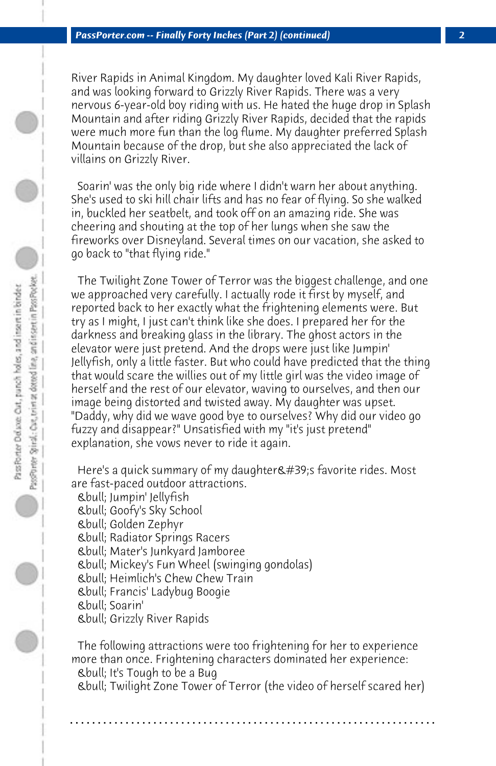River Rapids in Animal Kingdom. My daughter loved Kali River Rapids, and was looking forward to Grizzly River Rapids. There was a very nervous 6-year-old boy riding with us. He hated the huge drop in Splash Mountain and after riding Grizzly River Rapids, decided that the rapids were much more fun than the log flume. My daughter preferred Splash Mountain because of the drop, but she also appreciated the lack of villains on Grizzly River.

Soarin' was the only big ride where I didn't warn her about anything. She's used to ski hill chair lifts and has no fear of flying. So she walked in, buckled her seatbelt, and took off on an amazing ride. She was cheering and shouting at the top of her lungs when she saw the fireworks over Disneyland. Several times on our vacation, she asked to go back to "that flying ride."

The Twilight Zone Tower of Terror was the biggest challenge, and one we approached very carefully. I actually rode it first by myself, and reported back to her exactly what the frightening elements were. But try as I might, I just can't think like she does. I prepared her for the darkness and breaking glass in the library. The ghost actors in the elevator were just pretend. And the drops were just like Jumpin' Jellyfish, only a little faster. But who could have predicted that the thing that would scare the willies out of my little girl was the video image of herself and the rest of our elevator, waving to ourselves, and then our image being distorted and twisted away. My daughter was upset. "Daddy, why did we wave good bye to ourselves? Why did our video go fuzzy and disappear?" Unsatisfied with my "it's just pretend" explanation, she vows never to ride it again.

Here's a quick summary of my daughter's favorite rides. Most are fast-paced outdoor attractions.

- Jumpin' Jellyfish
- Goofy's Sky School
- Golden Zephyr
- Radiator Springs Racers
- Mater's Junkyard Jamboree
- Mickey's Fun Wheel (swinging gondolas)
- Heimlich's Chew Chew Train
- Francis' Ladybug Boogie
- Soarin'
- Grizzly River Rapids

The following attractions were too frightening for her to experience more than once. Frightening characters dominated her experience:

- It's Tough to be a Bug
- Twilight Zone Tower of Terror (the video of herself scared her)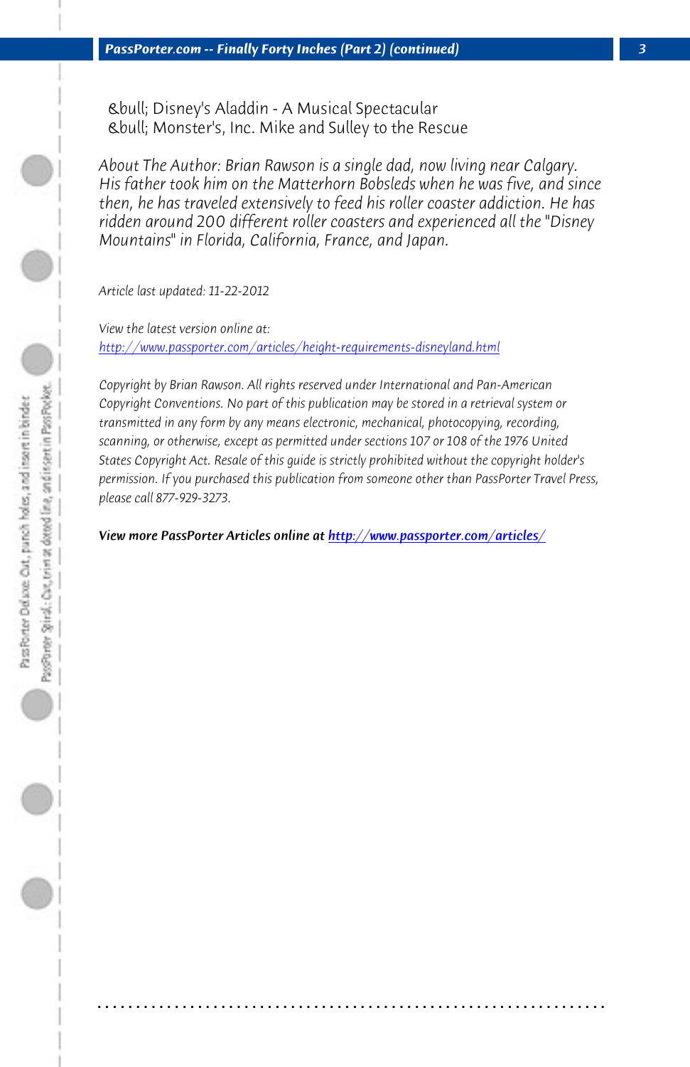&bull; Disney's Aladdin - A Musical Spectacular
&bull; Monster's, Inc. Mike and Sulley to the Rescue

*About The Author: Brian Rawson is a single dad, now living near Calgary. His father took him on the Matterhorn Bobsleds when he was five, and since then, he has traveled extensively to feed his roller coaster addiction. He has ridden around 200 different roller coasters and experienced all the "Disney Mountains" in Florida, California, France, and Japan.*

*Article last updated: 11-22-2012*

*View the latest version online at:*
*http://www.passporter.com/articles/height-requirements-disneyland.html*

*Copyright by Brian Rawson. All rights reserved under International and Pan-American Copyright Conventions. No part of this publication may be stored in a retrieval system or transmitted in any form by any means electronic, mechanical, photocopying, recording, scanning, or otherwise, except as permitted under sections 107 or 108 of the 1976 United States Copyright Act. Resale of this guide is strictly prohibited without the copyright holder's permission. If you purchased this publication from someone other than PassPorter Travel Press, please call 877-929-3273.*

***View more PassPorter Articles online at http://www.passporter.com/articles/***